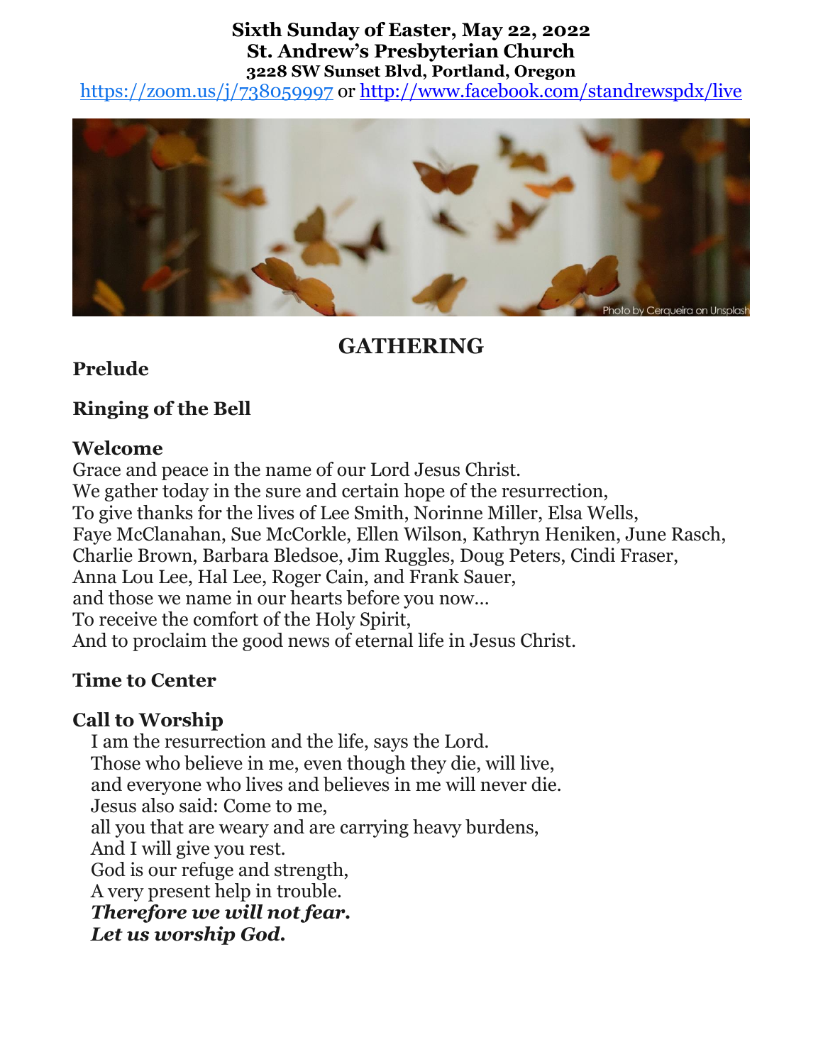**Sixth Sunday of Easter, May 22, 2022**
**St. Andrew's Presbyterian Church**
**3228 SW Sunset Blvd, Portland, Oregon**

https://zoom.us/j/738059997 or http://www.facebook.com/standrewspdx/live

Photo by Cerqueira on Unsplash

# GATHERING

**Prelude**

**Ringing of the Bell**

**Welcome**

Grace and peace in the name of our Lord Jesus Christ.
We gather today in the sure and certain hope of the resurrection,
To give thanks for the lives of Lee Smith, Norinne Miller, Elsa Wells,
Faye McClanahan, Sue McCorkle, Ellen Wilson, Kathryn Heniken, June Rasch,
Charlie Brown, Barbara Bledsoe, Jim Ruggles, Doug Peters, Cindi Fraser,
Anna Lou Lee, Hal Lee, Roger Cain, and Frank Sauer,
and those we name in our hearts before you now…
To receive the comfort of the Holy Spirit,
And to proclaim the good news of eternal life in Jesus Christ.

**Time to Center**

**Call to Worship**

I am the resurrection and the life, says the Lord.
Those who believe in me, even though they die, will live,
and everyone who lives and believes in me will never die.
Jesus also said: Come to me,
all you that are weary and are carrying heavy burdens,
And I will give you rest.
God is our refuge and strength,
A very present help in trouble.
***Therefore we will not fear.***
***Let us worship God.***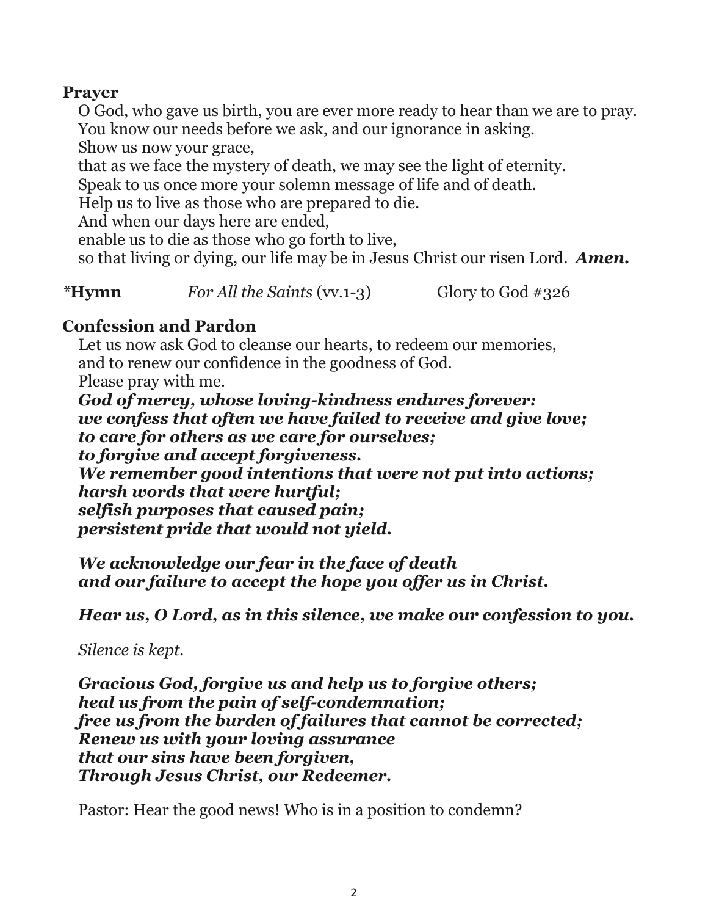**Prayer**

O God, who gave us birth, you are ever more ready to hear than we are to pray.
You know our needs before we ask, and our ignorance in asking.
Show us now your grace,
that as we face the mystery of death, we may see the light of eternity.
Speak to us once more your solemn message of life and of death.
Help us to live as those who are prepared to die.
And when our days here are ended,
enable us to die as those who go forth to live,
so that living or dying, our life may be in Jesus Christ our risen Lord. ***Amen.***

***Hymn** *For All the Saints* (vv.1-3) Glory to God #326

**Confession and Pardon**

Let us now ask God to cleanse our hearts, to redeem our memories,
and to renew our confidence in the goodness of God.
Please pray with me.
***God of mercy, whose loving-kindness endures forever:***
***we confess that often we have failed to receive and give love;***
***to care for others as we care for ourselves;***
***to forgive and accept forgiveness.***
***We remember good intentions that were not put into actions;***
***harsh words that were hurtful;***
***selfish purposes that caused pain;***
***persistent pride that would not yield.***

***We acknowledge our fear in the face of death***
***and our failure to accept the hope you offer us in Christ.***

***Hear us, O Lord, as in this silence, we make our confession to you.***

*Silence is kept.*

***Gracious God, forgive us and help us to forgive others;***
***heal us from the pain of self-condemnation;***
***free us from the burden of failures that cannot be corrected;***
***Renew us with your loving assurance***
***that our sins have been forgiven,***
***Through Jesus Christ, our Redeemer.***

Pastor: Hear the good news! Who is in a position to condemn?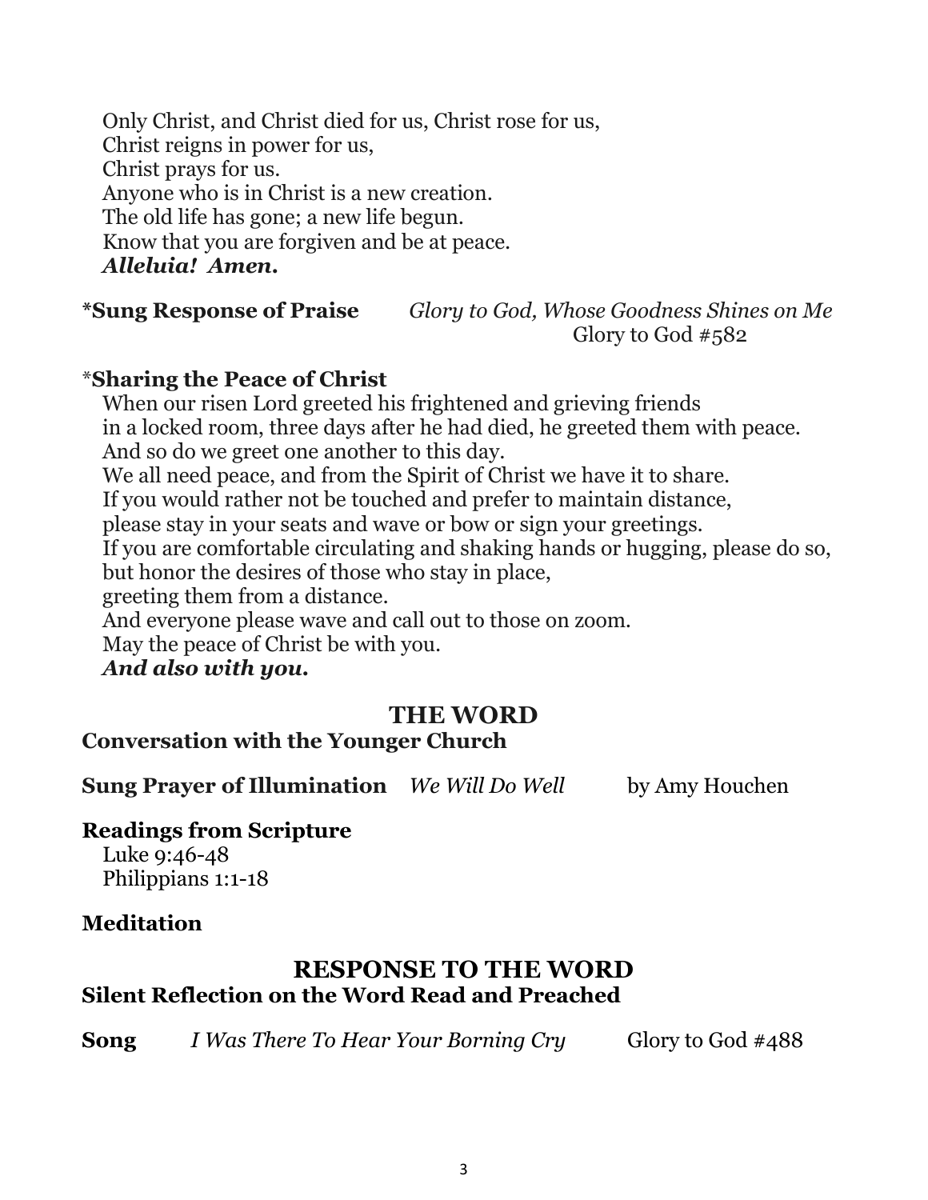Only Christ, and Christ died for us, Christ rose for us,
Christ reigns in power for us,
Christ prays for us.
Anyone who is in Christ is a new creation.
The old life has gone; a new life begun.
Know that you are forgiven and be at peace.
***Alleluia! Amen.***

**\*Sung Response of Praise** *Glory to God, Whose Goodness Shines on Me*
Glory to God #582

\***Sharing the Peace of Christ**

When our risen Lord greeted his frightened and grieving friends
in a locked room, three days after he had died, he greeted them with peace.
And so do we greet one another to this day.
We all need peace, and from the Spirit of Christ we have it to share.
If you would rather not be touched and prefer to maintain distance,
please stay in your seats and wave or bow or sign your greetings.
If you are comfortable circulating and shaking hands or hugging, please do so,
but honor the desires of those who stay in place,
greeting them from a distance.
And everyone please wave and call out to those on zoom.
May the peace of Christ be with you.
***And also with you.***

## THE WORD

**Conversation with the Younger Church**

**Sung Prayer of Illumination** *We Will Do Well* by Amy Houchen

**Readings from Scripture**

Luke 9:46-48
Philippians 1:1-18

**Meditation**

## RESPONSE TO THE WORD

**Silent Reflection on the Word Read and Preached**

**Song** *I Was There To Hear Your Borning Cry* Glory to God #488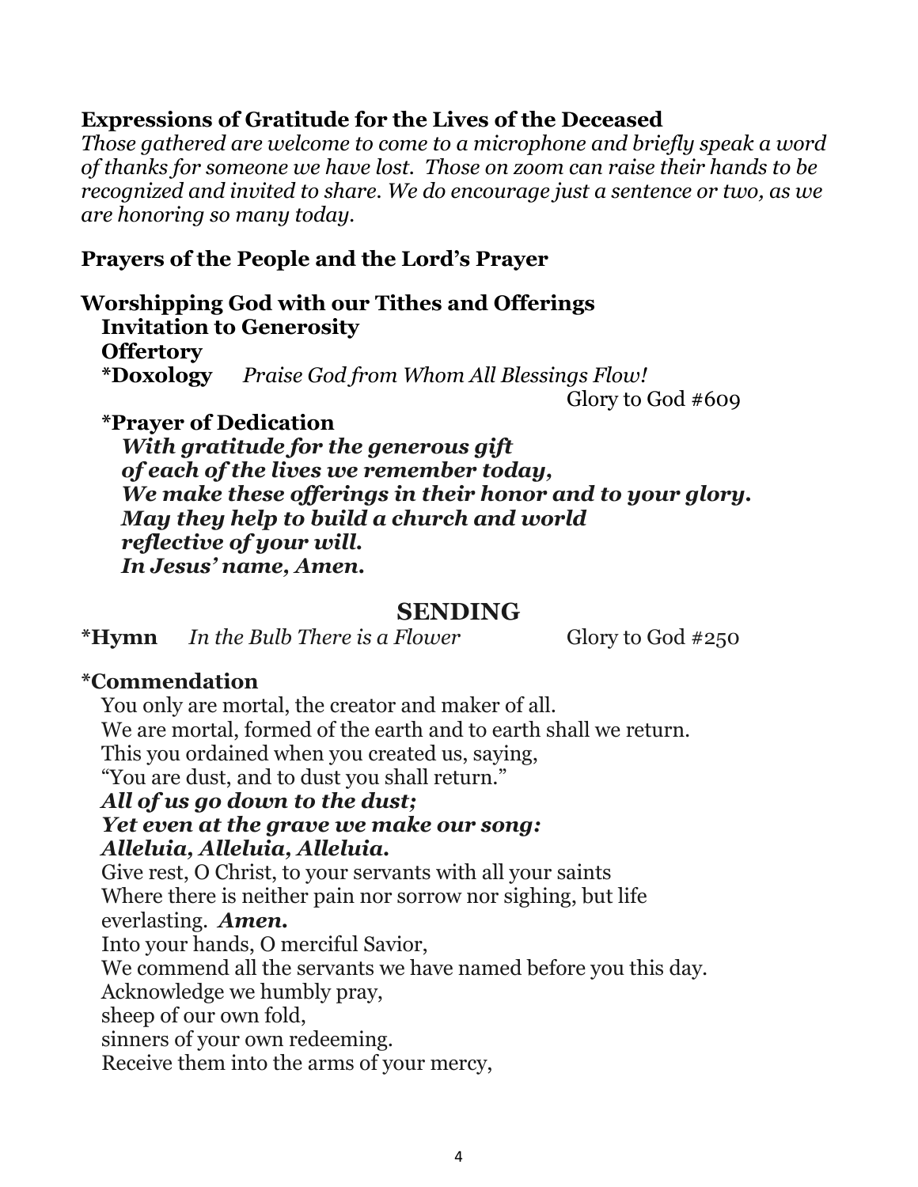**Expressions of Gratitude for the Lives of the Deceased**
*Those gathered are welcome to come to a microphone and briefly speak a word of thanks for someone we have lost. Those on zoom can raise their hands to be recognized and invited to share. We do encourage just a sentence or two, as we are honoring so many today.*

**Prayers of the People and the Lord's Prayer**

**Worshipping God with our Tithes and Offerings**
**Invitation to Generosity**
**Offertory**
***Doxology** *Praise God from Whom All Blessings Flow!* Glory to God #609

***Prayer of Dedication**
***With gratitude for the generous gift***
***of each of the lives we remember today,***
***We make these offerings in their honor and to your glory.***
***May they help to build a church and world***
***reflective of your will.***
***In Jesus' name, Amen.***

## SENDING

***Hymn** *In the Bulb There is a Flower* Glory to God #250

***Commendation**
You only are mortal, the creator and maker of all.
We are mortal, formed of the earth and to earth shall we return.
This you ordained when you created us, saying,
"You are dust, and to dust you shall return."
***All of us go down to the dust;***
***Yet even at the grave we make our song:***
***Alleluia, Alleluia, Alleluia.***
Give rest, O Christ, to your servants with all your saints
Where there is neither pain nor sorrow nor sighing, but life everlasting. ***Amen.***
Into your hands, O merciful Savior,
We commend all the servants we have named before you this day.
Acknowledge we humbly pray,
sheep of our own fold,
sinners of your own redeeming.
Receive them into the arms of your mercy,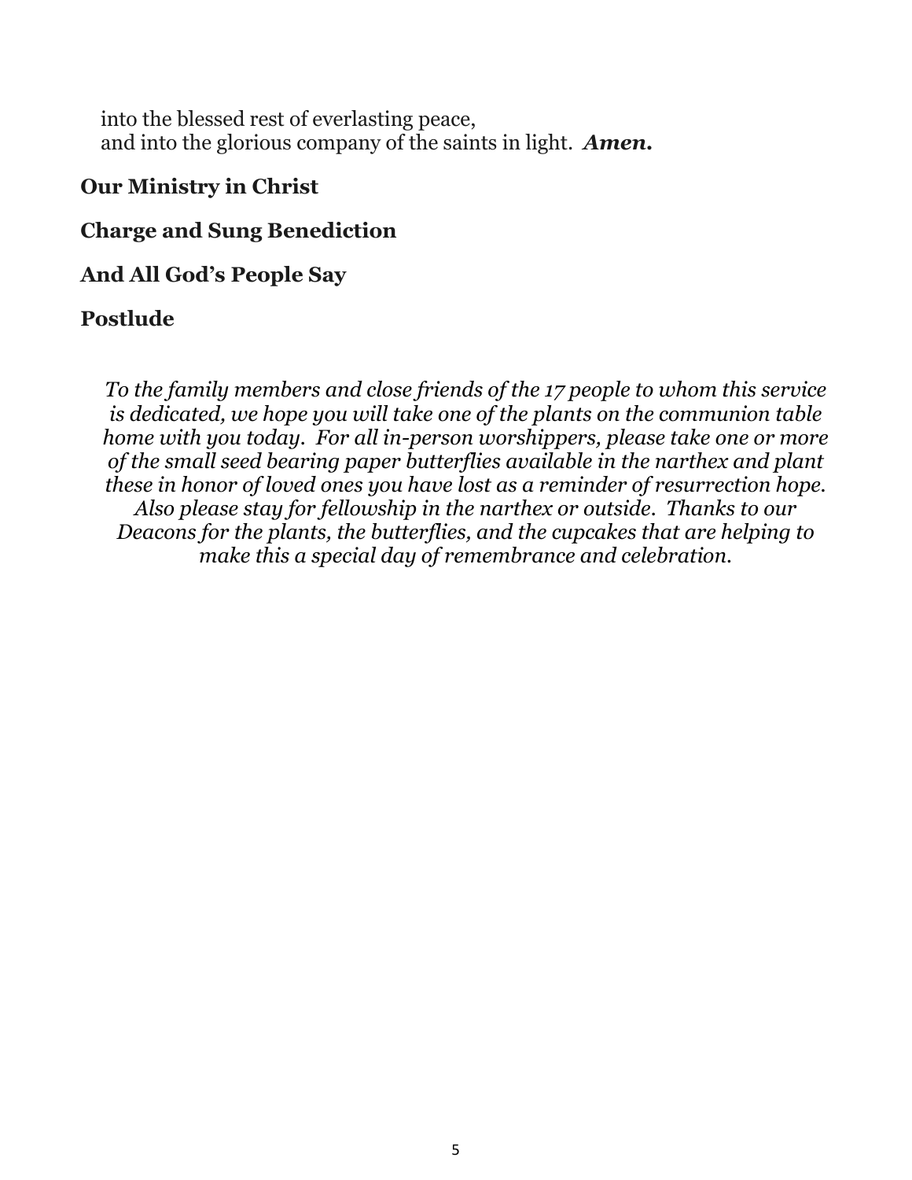into the blessed rest of everlasting peace,
and into the glorious company of the saints in light. ***Amen.***

**Our Ministry in Christ**

**Charge and Sung Benediction**

**And All God's People Say**

**Postlude**

*To the family members and close friends of the 17 people to whom this service is dedicated, we hope you will take one of the plants on the communion table home with you today. For all in-person worshippers, please take one or more of the small seed bearing paper butterflies available in the narthex and plant these in honor of loved ones you have lost as a reminder of resurrection hope. Also please stay for fellowship in the narthex or outside. Thanks to our Deacons for the plants, the butterflies, and the cupcakes that are helping to make this a special day of remembrance and celebration.*